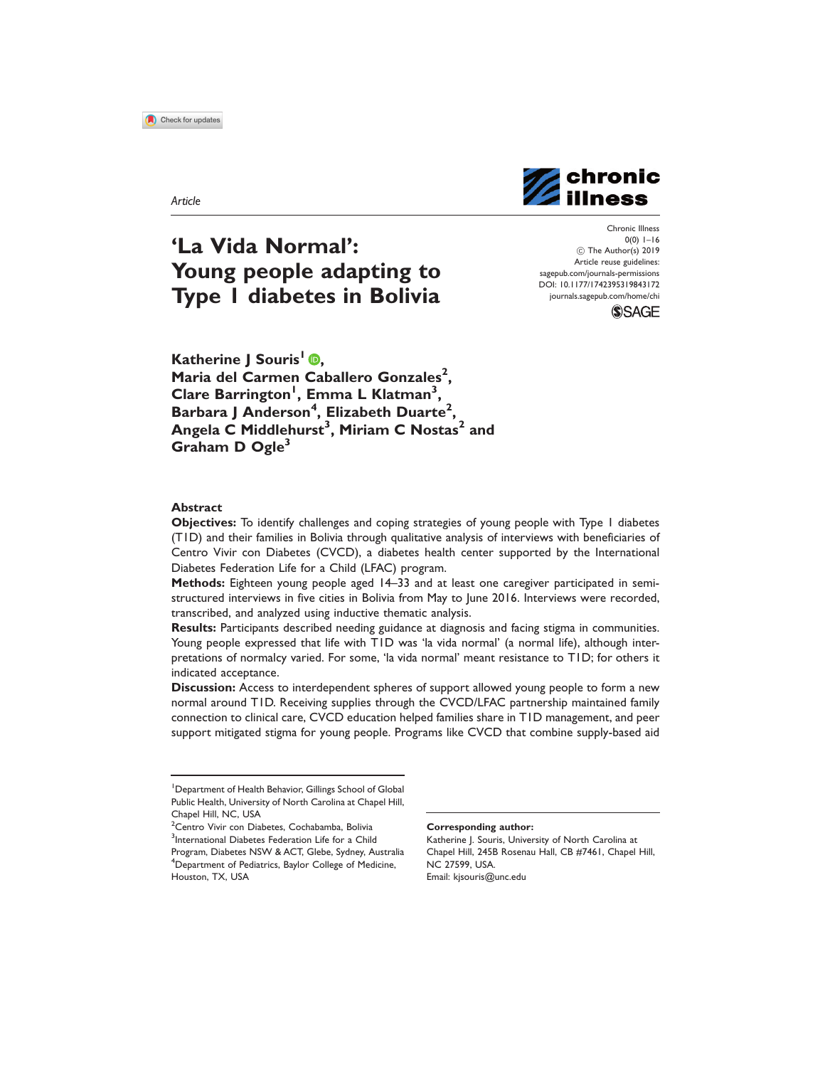Article

# 'La Vida Normal': Young people adapting to Type 1 diabetes in Bolivia

Chronic Illness
© The Author(s) 2019
Article reuse guidelines: sagepub.com/journals-permissions
DOI: 10.1177/1742395319843172
journals.sagepub.com/home/chi

**Katherine J Souris[1], Maria del Carmen Caballero Gonzales[2], Clare Barrington[1], Emma L Klatman[3], Barbara J Anderson[4], Elizabeth Duarte[2], Angela C Middlehurst[3], Miriam C Nostas[2] and Graham D Ogle[3]**

## Abstract

**Objectives:** To identify challenges and coping strategies of young people with Type 1 diabetes (T1D) and their families in Bolivia through qualitative analysis of interviews with beneficiaries of Centro Vivir con Diabetes (CVCD), a diabetes health center supported by the International Diabetes Federation Life for a Child (LFAC) program.

**Methods:** Eighteen young people aged 14–33 and at least one caregiver participated in semi-structured interviews in five cities in Bolivia from May to June 2016. Interviews were recorded, transcribed, and analyzed using inductive thematic analysis.

**Results:** Participants described needing guidance at diagnosis and facing stigma in communities. Young people expressed that life with T1D was 'la vida normal' (a normal life), although interpretations of normalcy varied. For some, 'la vida normal' meant resistance to T1D; for others it indicated acceptance.

**Discussion:** Access to interdependent spheres of support allowed young people to form a new normal around T1D. Receiving supplies through the CVCD/LFAC partnership maintained family connection to clinical care, CVCD education helped families share in T1D management, and peer support mitigated stigma for young people. Programs like CVCD that combine supply-based aid

[1]Department of Health Behavior, Gillings School of Global Public Health, University of North Carolina at Chapel Hill, Chapel Hill, NC, USA
[2]Centro Vivir con Diabetes, Cochabamba, Bolivia
[3]International Diabetes Federation Life for a Child Program, Diabetes NSW & ACT, Glebe, Sydney, Australia
[4]Department of Pediatrics, Baylor College of Medicine, Houston, TX, USA

**Corresponding author:**
Katherine J. Souris, University of North Carolina at Chapel Hill, 245B Rosenau Hall, CB #7461, Chapel Hill, NC 27599, USA.
Email: kjsouris@unc.edu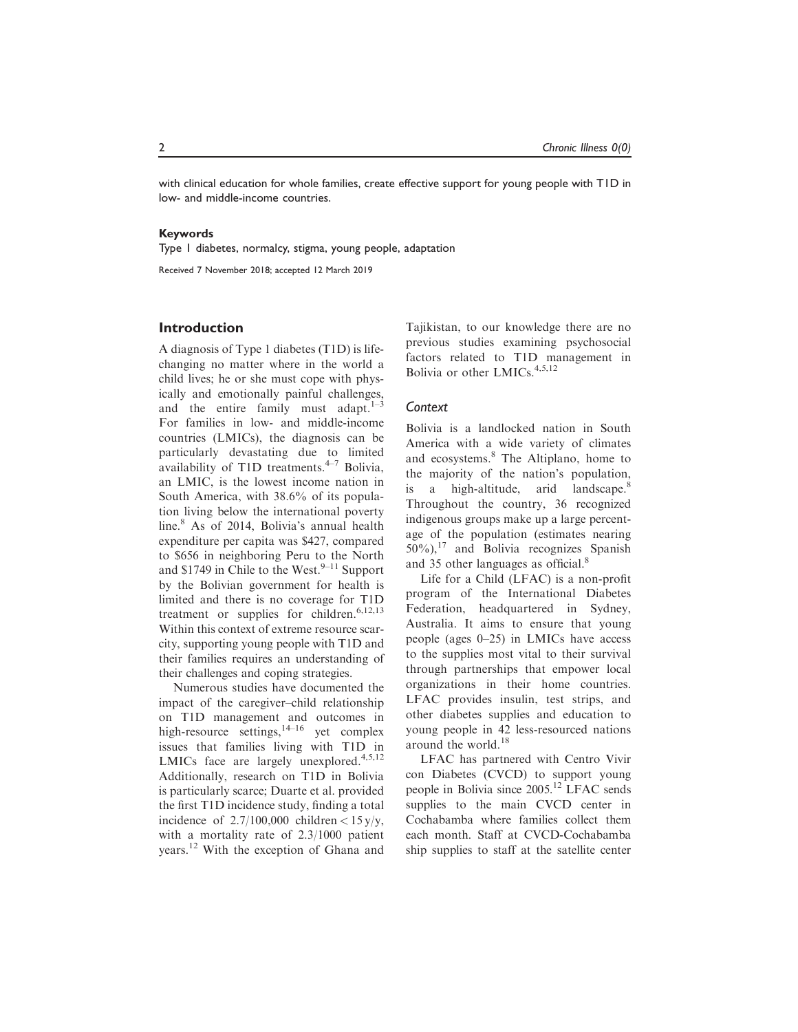with clinical education for whole families, create effective support for young people with T1D in low- and middle-income countries.

**Keywords**

Type 1 diabetes, normalcy, stigma, young people, adaptation

Received 7 November 2018; accepted 12 March 2019

## Introduction

A diagnosis of Type 1 diabetes (T1D) is life-changing no matter where in the world a child lives; he or she must cope with physically and emotionally painful challenges, and the entire family must adapt.[1–3] For families in low- and middle-income countries (LMICs), the diagnosis can be particularly devastating due to limited availability of T1D treatments.[4–7] Bolivia, an LMIC, is the lowest income nation in South America, with 38.6% of its population living below the international poverty line.[8] As of 2014, Bolivia's annual health expenditure per capita was \$427, compared to \$656 in neighboring Peru to the North and \$1749 in Chile to the West.[9–11] Support by the Bolivian government for health is limited and there is no coverage for T1D treatment or supplies for children.[6,12,13] Within this context of extreme resource scarcity, supporting young people with T1D and their families requires an understanding of their challenges and coping strategies.

Numerous studies have documented the impact of the caregiver–child relationship on T1D management and outcomes in high-resource settings,[14–16] yet complex issues that families living with T1D in LMICs face are largely unexplored.[4,5,12] Additionally, research on T1D in Bolivia is particularly scarce; Duarte et al. provided the first T1D incidence study, finding a total incidence of 2.7/100,000 children $< 15$ y/y, with a mortality rate of 2.3/1000 patient years.[12] With the exception of Ghana and Tajikistan, to our knowledge there are no previous studies examining psychosocial factors related to T1D management in Bolivia or other LMICs.[4,5,12]

### *Context*

Bolivia is a landlocked nation in South America with a wide variety of climates and ecosystems.[8] The Altiplano, home to the majority of the nation's population, is a high-altitude, arid landscape.[8] Throughout the country, 36 recognized indigenous groups make up a large percentage of the population (estimates nearing 50%),[17] and Bolivia recognizes Spanish and 35 other languages as official.[8]

Life for a Child (LFAC) is a non-profit program of the International Diabetes Federation, headquartered in Sydney, Australia. It aims to ensure that young people (ages 0–25) in LMICs have access to the supplies most vital to their survival through partnerships that empower local organizations in their home countries. LFAC provides insulin, test strips, and other diabetes supplies and education to young people in 42 less-resourced nations around the world.[18]

LFAC has partnered with Centro Vivir con Diabetes (CVCD) to support young people in Bolivia since 2005.[12] LFAC sends supplies to the main CVCD center in Cochabamba where families collect them each month. Staff at CVCD-Cochabamba ship supplies to staff at the satellite center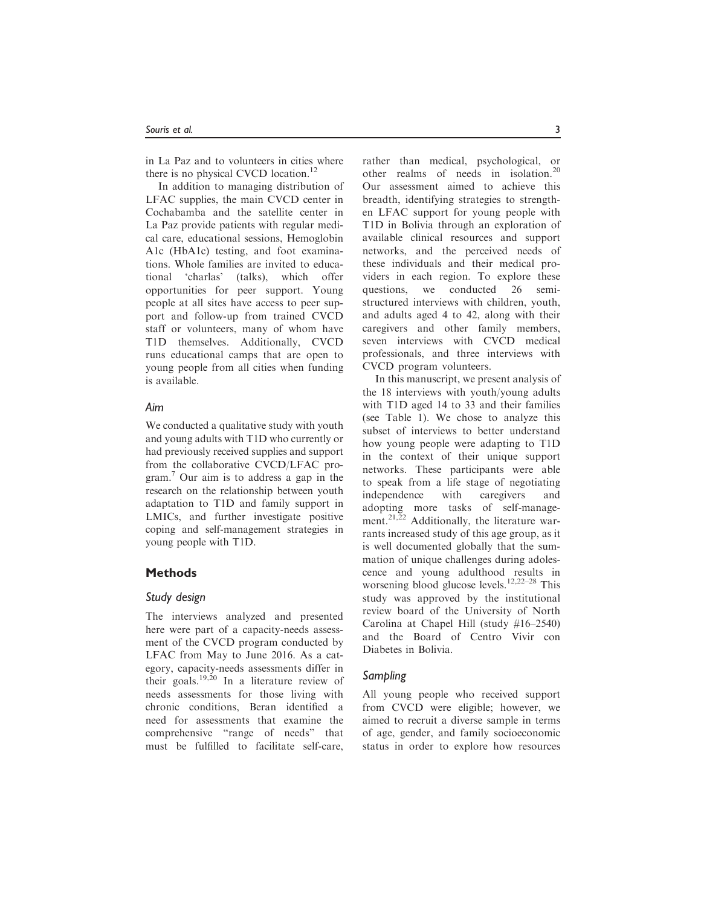in La Paz and to volunteers in cities where there is no physical CVCD location.[12]

In addition to managing distribution of LFAC supplies, the main CVCD center in Cochabamba and the satellite center in La Paz provide patients with regular medical care, educational sessions, Hemoglobin A1c (HbA1c) testing, and foot examinations. Whole families are invited to educational 'charlas' (talks), which offer opportunities for peer support. Young people at all sites have access to peer support and follow-up from trained CVCD staff or volunteers, many of whom have T1D themselves. Additionally, CVCD runs educational camps that are open to young people from all cities when funding is available.

### Aim

We conducted a qualitative study with youth and young adults with T1D who currently or had previously received supplies and support from the collaborative CVCD/LFAC program.[7] Our aim is to address a gap in the research on the relationship between youth adaptation to T1D and family support in LMICs, and further investigate positive coping and self-management strategies in young people with T1D.

## Methods

### Study design

The interviews analyzed and presented here were part of a capacity-needs assessment of the CVCD program conducted by LFAC from May to June 2016. As a category, capacity-needs assessments differ in their goals.[19,20] In a literature review of needs assessments for those living with chronic conditions, Beran identified a need for assessments that examine the comprehensive "range of needs" that must be fulfilled to facilitate self-care, rather than medical, psychological, or other realms of needs in isolation.[20] Our assessment aimed to achieve this breadth, identifying strategies to strengthen LFAC support for young people with T1D in Bolivia through an exploration of available clinical resources and support networks, and the perceived needs of these individuals and their medical providers in each region. To explore these questions, we conducted 26 semi-structured interviews with children, youth, and adults aged 4 to 42, along with their caregivers and other family members, seven interviews with CVCD medical professionals, and three interviews with CVCD program volunteers.

In this manuscript, we present analysis of the 18 interviews with youth/young adults with T1D aged 14 to 33 and their families (see Table 1). We chose to analyze this subset of interviews to better understand how young people were adapting to T1D in the context of their unique support networks. These participants were able to speak from a life stage of negotiating independence with caregivers and adopting more tasks of self-management.[21,22] Additionally, the literature warrants increased study of this age group, as it is well documented globally that the summation of unique challenges during adolescence and young adulthood results in worsening blood glucose levels.[12,22–28] This study was approved by the institutional review board of the University of North Carolina at Chapel Hill (study #16–2540) and the Board of Centro Vivir con Diabetes in Bolivia.

### Sampling

All young people who received support from CVCD were eligible; however, we aimed to recruit a diverse sample in terms of age, gender, and family socioeconomic status in order to explore how resources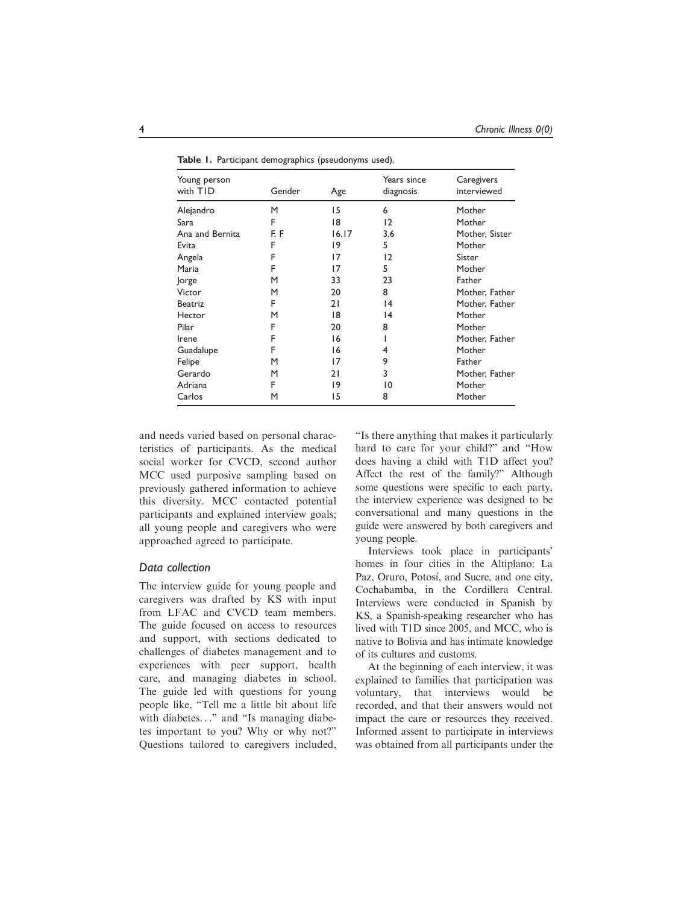**Table 1.** Participant demographics (pseudonyms used).

| Young person with T1D | Gender | Age | Years since diagnosis | Caregivers interviewed |
|---|---|---|---|---|
| Alejandro | M | 15 | 6 | Mother |
| Sara | F | 18 | 12 | Mother |
| Ana and Bernita | F, F | 16,17 | 3,6 | Mother, Sister |
| Evita | F | 19 | 5 | Mother |
| Angela | F | 17 | 12 | Sister |
| Maria | F | 17 | 5 | Mother |
| Jorge | M | 33 | 23 | Father |
| Victor | M | 20 | 8 | Mother, Father |
| Beatriz | F | 21 | 14 | Mother, Father |
| Hector | M | 18 | 14 | Mother |
| Pilar | F | 20 | 8 | Mother |
| Irene | F | 16 | 1 | Mother, Father |
| Guadalupe | F | 16 | 4 | Mother |
| Felipe | M | 17 | 9 | Father |
| Gerardo | M | 21 | 3 | Mother, Father |
| Adriana | F | 19 | 10 | Mother |
| Carlos | M | 15 | 8 | Mother |

and needs varied based on personal characteristics of participants. As the medical social worker for CVCD, second author MCC used purposive sampling based on previously gathered information to achieve this diversity. MCC contacted potential participants and explained interview goals; all young people and caregivers who were approached agreed to participate.

### *Data collection*

The interview guide for young people and caregivers was drafted by KS with input from LFAC and CVCD team members. The guide focused on access to resources and support, with sections dedicated to challenges of diabetes management and to experiences with peer support, health care, and managing diabetes in school. The guide led with questions for young people like, "Tell me a little bit about life with diabetes..." and "Is managing diabetes important to you? Why or why not?" Questions tailored to caregivers included, "Is there anything that makes it particularly hard to care for your child?" and "How does having a child with T1D affect you? Affect the rest of the family?" Although some questions were specific to each party, the interview experience was designed to be conversational and many questions in the guide were answered by both caregivers and young people.

Interviews took place in participants' homes in four cities in the Altiplano: La Paz, Oruro, Potosí, and Sucre, and one city, Cochabamba, in the Cordillera Central. Interviews were conducted in Spanish by KS, a Spanish-speaking researcher who has lived with T1D since 2005, and MCC, who is native to Bolivia and has intimate knowledge of its cultures and customs.

At the beginning of each interview, it was explained to families that participation was voluntary, that interviews would be recorded, and that their answers would not impact the care or resources they received. Informed assent to participate in interviews was obtained from all participants under the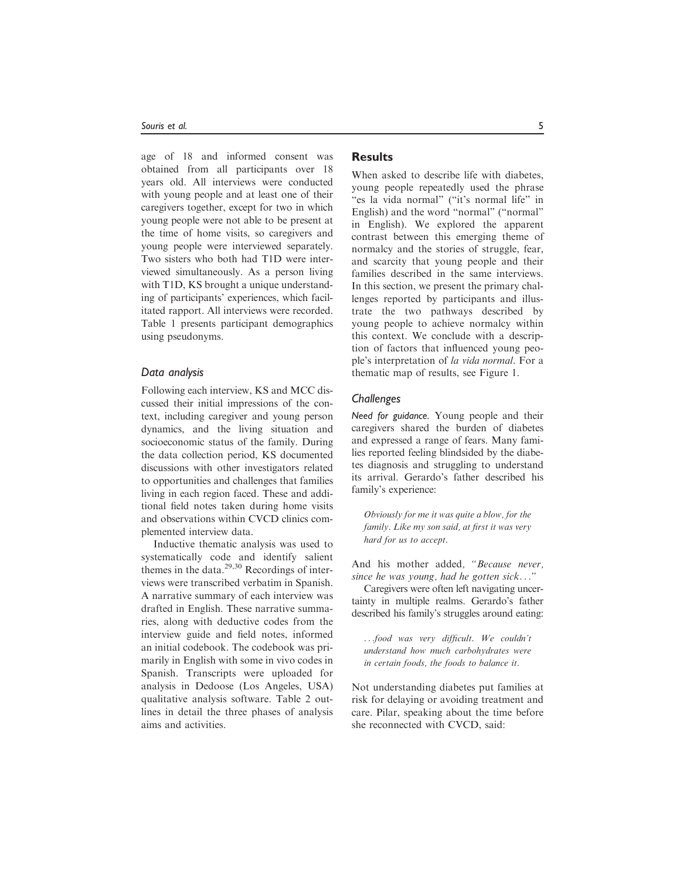age of 18 and informed consent was obtained from all participants over 18 years old. All interviews were conducted with young people and at least one of their caregivers together, except for two in which young people were not able to be present at the time of home visits, so caregivers and young people were interviewed separately. Two sisters who both had T1D were interviewed simultaneously. As a person living with T1D, KS brought a unique understanding of participants' experiences, which facilitated rapport. All interviews were recorded. Table 1 presents participant demographics using pseudonyms.

### *Data analysis*

Following each interview, KS and MCC discussed their initial impressions of the context, including caregiver and young person dynamics, and the living situation and socioeconomic status of the family. During the data collection period, KS documented discussions with other investigators related to opportunities and challenges that families living in each region faced. These and additional field notes taken during home visits and observations within CVCD clinics complemented interview data.

Inductive thematic analysis was used to systematically code and identify salient themes in the data.[29,30] Recordings of interviews were transcribed verbatim in Spanish. A narrative summary of each interview was drafted in English. These narrative summaries, along with deductive codes from the interview guide and field notes, informed an initial codebook. The codebook was primarily in English with some in vivo codes in Spanish. Transcripts were uploaded for analysis in Dedoose (Los Angeles, USA) qualitative analysis software. Table 2 outlines in detail the three phases of analysis aims and activities.

## Results

When asked to describe life with diabetes, young people repeatedly used the phrase "es la vida normal" ("it's normal life" in English) and the word "normal" ("normal" in English). We explored the apparent contrast between this emerging theme of normalcy and the stories of struggle, fear, and scarcity that young people and their families described in the same interviews. In this section, we present the primary challenges reported by participants and illustrate the two pathways described by young people to achieve normalcy within this context. We conclude with a description of factors that influenced young people's interpretation of *la vida normal*. For a thematic map of results, see Figure 1.

### *Challenges*

***Need for guidance.*** Young people and their caregivers shared the burden of diabetes and expressed a range of fears. Many families reported feeling blindsided by the diabetes diagnosis and struggling to understand its arrival. Gerardo's father described his family's experience:

> *Obviously for me it was quite a blow, for the family. Like my son said, at first it was very hard for us to accept.*

And his mother added, *"Because never, since he was young, had he gotten sick…"*

Caregivers were often left navigating uncertainty in multiple realms. Gerardo's father described his family's struggles around eating:

> *…food was very difficult. We couldn't understand how much carbohydrates were in certain foods, the foods to balance it.*

Not understanding diabetes put families at risk for delaying or avoiding treatment and care. Pilar, speaking about the time before she reconnected with CVCD, said: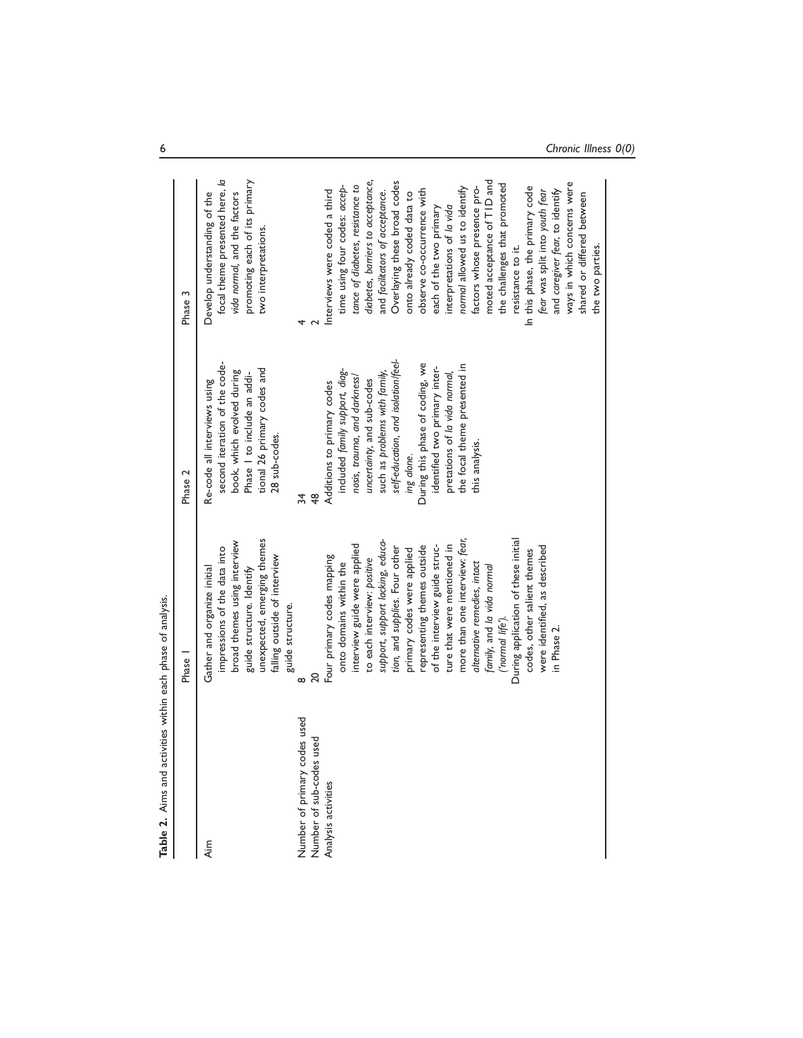**Table 2.** Aims and activities within each phase of analysis.

| | Phase 1 | Phase 2 | Phase 3 |
|---|---|---|---|
| Aim | Gather and organize initial impressions of the data into broad themes using interview guide structure. Identify unexpected, emerging themes falling outside of interview guide structure. | Re-code all interviews using second iteration of the code-book, which evolved during Phase 1 to include an additional 26 primary codes and 28 sub-codes. | Develop understanding of the focal theme presented here, *la vida normal*, and the factors promoting each of its primary two interpretations. |
| Number of primary codes used | 8 | 34 | 4 |
| Number of sub-codes used | 20 | 48 | 2 |
| Analysis activities | Four primary codes mapping onto domains within the interview guide were applied to each interview: *positive support, support lacking, education, and supplies.* Four other primary codes were applied representing themes outside of the interview guide structure that were mentioned in more than one interview: *fear, alternative remedies, intact family,* and *la vida normal* ('normal life'). During application of these initial codes, other salient themes were identified, as described in Phase 2. | Additions to primary codes included *family support, diagnosis, trauma, and darkness/uncertainty,* and sub-codes such as *problems with family, self-education, and isolation/feeling alone.* During this phase of coding, we identified two primary interpretations of *la vida normal,* the focal theme presented in this analysis. | Interviews were coded a third time using four codes: *acceptance of diabetes, resistance to diabetes, barriers to acceptance, and facilitators of acceptance.* Overlaying these broad codes onto already coded data to observe co-occurrence with each of the two primary interpretations of *la vida normal* allowed us to identify factors whose presence promoted acceptance of T1D and the challenges that promoted resistance to it. In this phase, the primary code *fear* was split into *youth fear* and *caregiver fear,* to identify ways in which concerns were shared or differed between the two parties. |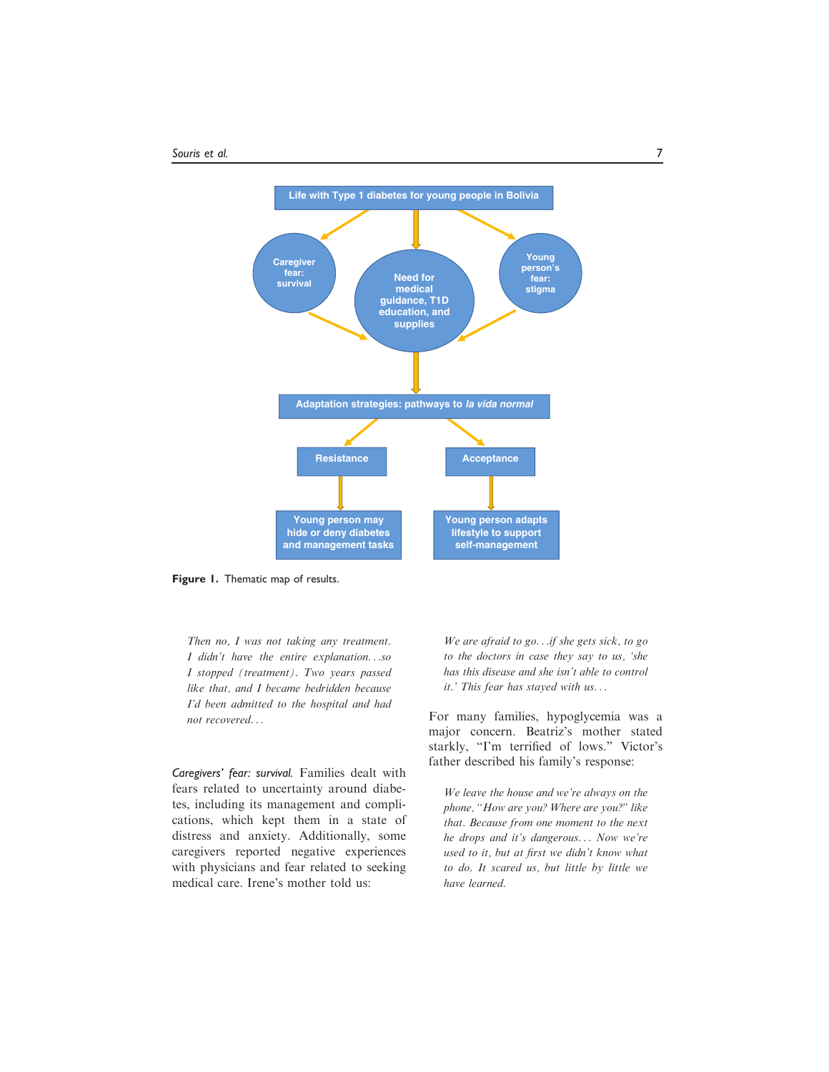Figure 1. Thematic map of results.

> *Then no, I was not taking any treatment. I didn't have the entire explanation…so I stopped (treatment). Two years passed like that, and I became bedridden because I'd been admitted to the hospital and had not recovered…*

*Caregivers' fear: survival.* Families dealt with fears related to uncertainty around diabetes, including its management and complications, which kept them in a state of distress and anxiety. Additionally, some caregivers reported negative experiences with physicians and fear related to seeking medical care. Irene's mother told us:

> *We are afraid to go…if she gets sick, to go to the doctors in case they say to us, 'she has this disease and she isn't able to control it.' This fear has stayed with us…*

For many families, hypoglycemia was a major concern. Beatriz's mother stated starkly, "I'm terrified of lows." Victor's father described his family's response:

> *We leave the house and we're always on the phone, "How are you? Where are you?" like that. Because from one moment to the next he drops and it's dangerous… Now we're used to it, but at first we didn't know what to do. It scared us, but little by little we have learned.*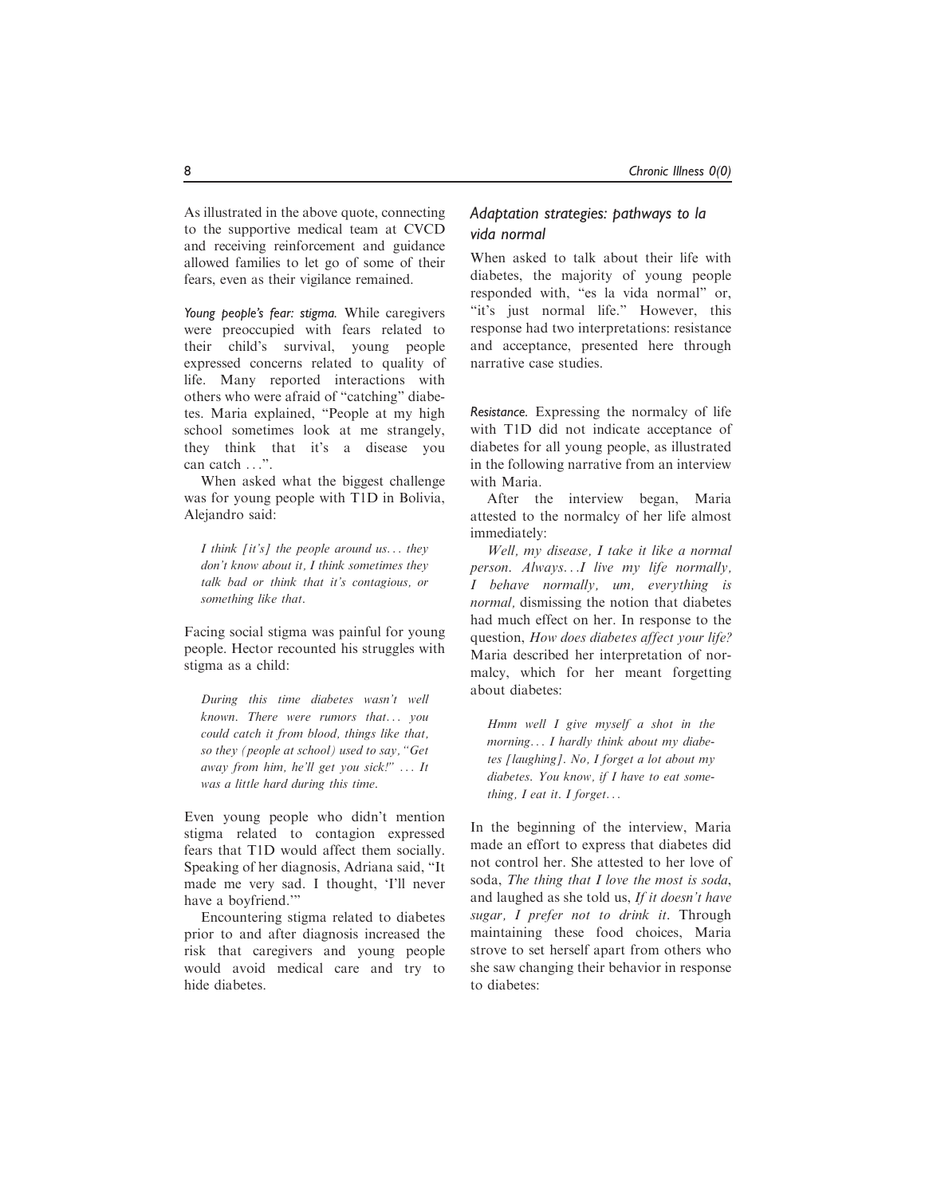As illustrated in the above quote, connecting to the supportive medical team at CVCD and receiving reinforcement and guidance allowed families to let go of some of their fears, even as their vigilance remained.

*Young people's fear: stigma.* While caregivers were preoccupied with fears related to their child's survival, young people expressed concerns related to quality of life. Many reported interactions with others who were afraid of "catching" diabetes. Maria explained, "People at my high school sometimes look at me strangely, they think that it's a disease you can catch ...".

When asked what the biggest challenge was for young people with T1D in Bolivia, Alejandro said:

> *I think [it's] the people around us... they don't know about it, I think sometimes they talk bad or think that it's contagious, or something like that.*

Facing social stigma was painful for young people. Hector recounted his struggles with stigma as a child:

> *During this time diabetes wasn't well known. There were rumors that... you could catch it from blood, things like that, so they (people at school) used to say, "Get away from him, he'll get you sick!" ... It was a little hard during this time.*

Even young people who didn't mention stigma related to contagion expressed fears that T1D would affect them socially. Speaking of her diagnosis, Adriana said, "It made me very sad. I thought, 'I'll never have a boyfriend.'"

Encountering stigma related to diabetes prior to and after diagnosis increased the risk that caregivers and young people would avoid medical care and try to hide diabetes.

### *Adaptation strategies: pathways to la vida normal*

When asked to talk about their life with diabetes, the majority of young people responded with, "es la vida normal" or, "it's just normal life." However, this response had two interpretations: resistance and acceptance, presented here through narrative case studies.

*Resistance.* Expressing the normalcy of life with T1D did not indicate acceptance of diabetes for all young people, as illustrated in the following narrative from an interview with Maria.

After the interview began, Maria attested to the normalcy of her life almost immediately:

*Well, my disease, I take it like a normal person. Always...I live my life normally, I behave normally, um, everything is normal,* dismissing the notion that diabetes had much effect on her. In response to the question, *How does diabetes affect your life?* Maria described her interpretation of normalcy, which for her meant forgetting about diabetes:

> *Hmm well I give myself a shot in the morning... I hardly think about my diabetes [laughing]. No, I forget a lot about my diabetes. You know, if I have to eat something, I eat it. I forget...*

In the beginning of the interview, Maria made an effort to express that diabetes did not control her. She attested to her love of soda, *The thing that I love the most is soda*, and laughed as she told us, *If it doesn't have sugar, I prefer not to drink it*. Through maintaining these food choices, Maria strove to set herself apart from others who she saw changing their behavior in response to diabetes: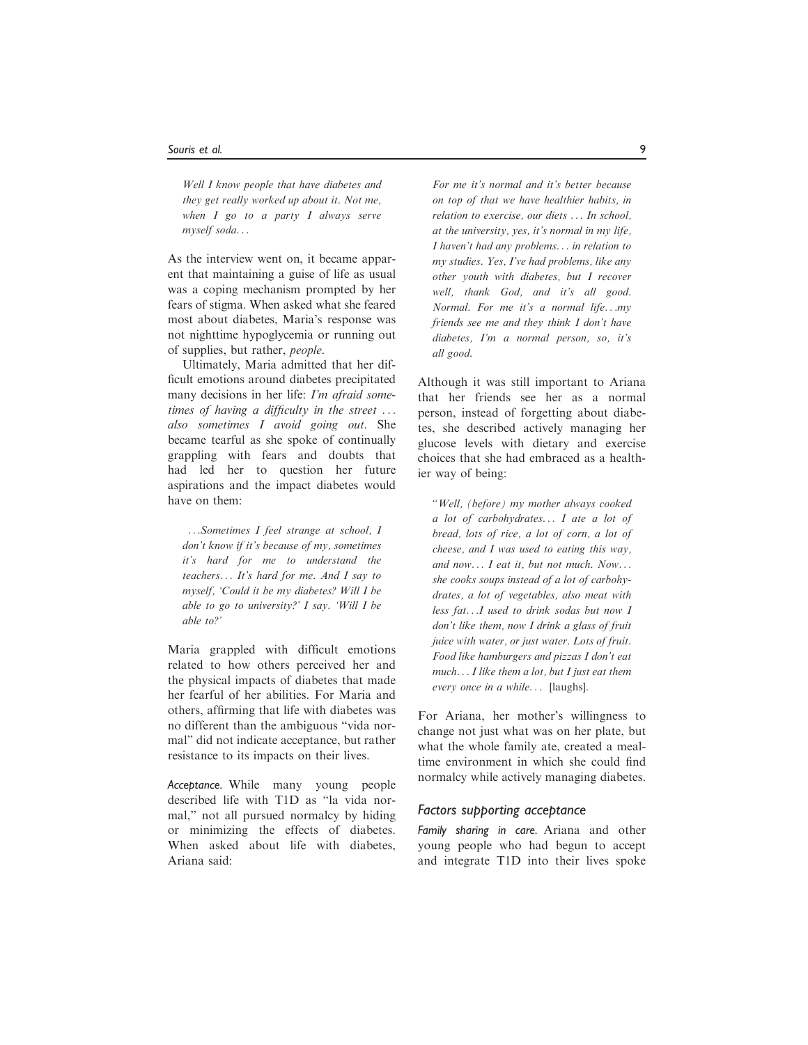*Well I know people that have diabetes and they get really worked up about it. Not me, when I go to a party I always serve myself soda...*

As the interview went on, it became apparent that maintaining a guise of life as usual was a coping mechanism prompted by her fears of stigma. When asked what she feared most about diabetes, Maria's response was not nighttime hypoglycemia or running out of supplies, but rather, *people*.

Ultimately, Maria admitted that her difficult emotions around diabetes precipitated many decisions in her life: *I'm afraid sometimes of having a difficulty in the street ... also sometimes I avoid going out*. She became tearful as she spoke of continually grappling with fears and doubts that had led her to question her future aspirations and the impact diabetes would have on them:

> *...Sometimes I feel strange at school, I don't know if it's because of my, sometimes it's hard for me to understand the teachers... It's hard for me. And I say to myself, 'Could it be my diabetes? Will I be able to go to university?' I say. 'Will I be able to?'*

Maria grappled with difficult emotions related to how others perceived her and the physical impacts of diabetes that made her fearful of her abilities. For Maria and others, affirming that life with diabetes was no different than the ambiguous "vida normal" did not indicate acceptance, but rather resistance to its impacts on their lives.

*Acceptance*. While many young people described life with T1D as "la vida normal," not all pursued normalcy by hiding or minimizing the effects of diabetes. When asked about life with diabetes, Ariana said:

> *For me it's normal and it's better because on top of that we have healthier habits, in relation to exercise, our diets ... In school, at the university, yes, it's normal in my life, I haven't had any problems... in relation to my studies. Yes, I've had problems, like any other youth with diabetes, but I recover well, thank God, and it's all good. Normal. For me it's a normal life...my friends see me and they think I don't have diabetes, I'm a normal person, so, it's all good.*

Although it was still important to Ariana that her friends see her as a normal person, instead of forgetting about diabetes, she described actively managing her glucose levels with dietary and exercise choices that she had embraced as a healthier way of being:

> *"Well, (before) my mother always cooked a lot of carbohydrates... I ate a lot of bread, lots of rice, a lot of corn, a lot of cheese, and I was used to eating this way, and now... I eat it, but not much. Now... she cooks soups instead of a lot of carbohydrates, a lot of vegetables, also meat with less fat...I used to drink sodas but now I don't like them, now I drink a glass of fruit juice with water, or just water. Lots of fruit. Food like hamburgers and pizzas I don't eat much... I like them a lot, but I just eat them every once in a while...* [laughs].

For Ariana, her mother's willingness to change not just what was on her plate, but what the whole family ate, created a mealtime environment in which she could find normalcy while actively managing diabetes.

### Factors supporting acceptance

*Family sharing in care*. Ariana and other young people who had begun to accept and integrate T1D into their lives spoke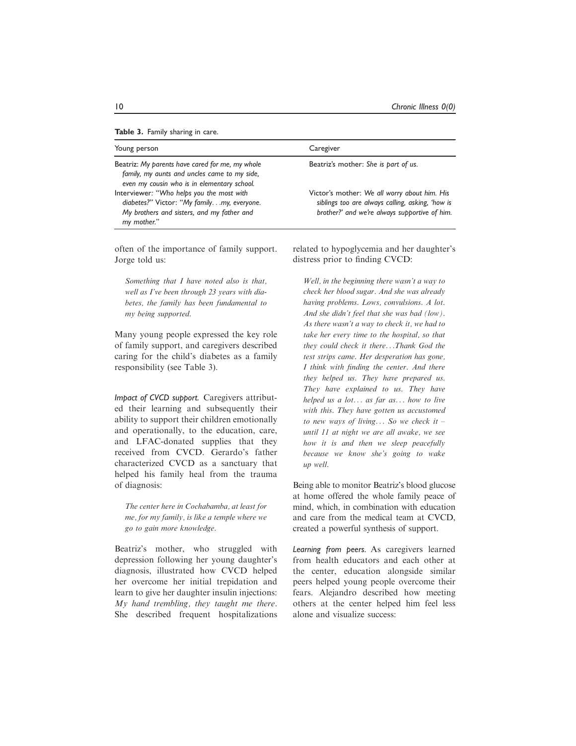**Table 3.** Family sharing in care.

| Young person | Caregiver |
| --- | --- |
| Beatriz: *My parents have cared for me, my whole family, my aunts and uncles came to my side, even my cousin who is in elementary school.* | Beatriz's mother: *She is part of us.* |
| Interviewer*: "Who helps you the most with diabetes?"* Victor*: "My family. . .my, everyone. My brothers and sisters, and my father and my mother.*" | Victor's mother: *We all worry about him. His siblings too are always calling, asking, 'how is brother?' and we're always supportive of him.* |

often of the importance of family support. Jorge told us:

> *Something that I have noted also is that, well as I've been through 23 years with diabetes, the family has been fundamental to my being supported.*

Many young people expressed the key role of family support, and caregivers described caring for the child's diabetes as a family responsibility (see Table 3).

*Impact of CVCD support.* Caregivers attributed their learning and subsequently their ability to support their children emotionally and operationally, to the education, care, and LFAC-donated supplies that they received from CVCD. Gerardo's father characterized CVCD as a sanctuary that helped his family heal from the trauma of diagnosis:

> *The center here in Cochabamba, at least for me, for my family, is like a temple where we go to gain more knowledge.*

Beatriz's mother, who struggled with depression following her young daughter's diagnosis, illustrated how CVCD helped her overcome her initial trepidation and learn to give her daughter insulin injections: *My hand trembling, they taught me there*. She described frequent hospitalizations related to hypoglycemia and her daughter's distress prior to finding CVCD:

> *Well, in the beginning there wasn't a way to check her blood sugar. And she was already having problems. Lows, convulsions. A lot. And she didn't feel that she was bad (low). As there wasn't a way to check it, we had to take her every time to the hospital, so that they could check it there. . .Thank God the test strips came. Her desperation has gone, I think with finding the center. And there they helped us. They have prepared us. They have explained to us. They have helped us a lot. . . as far as. . . how to live with this. They have gotten us accustomed to new ways of living. . . So we check it – until 11 at night we are all awake, we see how it is and then we sleep peacefully because we know she's going to wake up well.*

Being able to monitor Beatriz's blood glucose at home offered the whole family peace of mind, which, in combination with education and care from the medical team at CVCD, created a powerful synthesis of support.

*Learning from peers.* As caregivers learned from health educators and each other at the center, education alongside similar peers helped young people overcome their fears. Alejandro described how meeting others at the center helped him feel less alone and visualize success: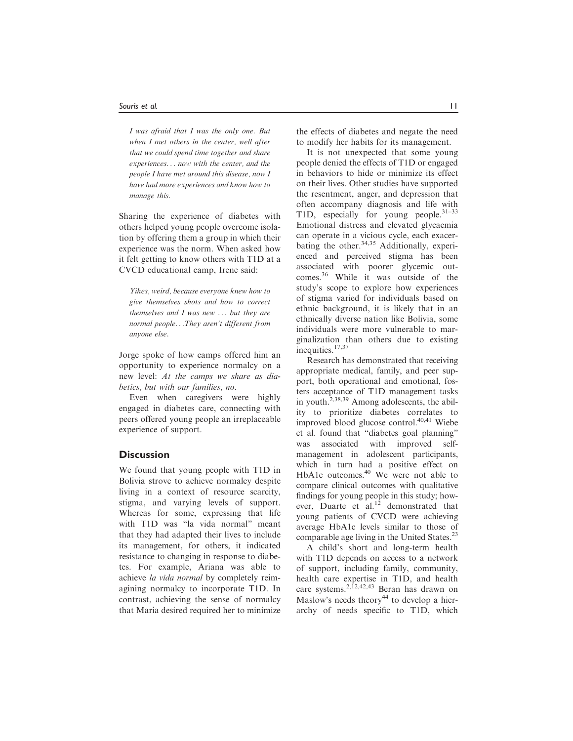*I was afraid that I was the only one. But when I met others in the center, well after that we could spend time together and share experiences... now with the center, and the people I have met around this disease, now I have had more experiences and know how to manage this.*

Sharing the experience of diabetes with others helped young people overcome isolation by offering them a group in which their experience was the norm. When asked how it felt getting to know others with T1D at a CVCD educational camp, Irene said:

*Yikes, weird, because everyone knew how to give themselves shots and how to correct themselves and I was new ... but they are normal people...They aren't different from anyone else.*

Jorge spoke of how camps offered him an opportunity to experience normalcy on a new level: *At the camps we share as diabetics, but with our families, no*.

Even when caregivers were highly engaged in diabetes care, connecting with peers offered young people an irreplaceable experience of support.

## Discussion

We found that young people with T1D in Bolivia strove to achieve normalcy despite living in a context of resource scarcity, stigma, and varying levels of support. Whereas for some, expressing that life with T1D was "la vida normal" meant that they had adapted their lives to include its management, for others, it indicated resistance to changing in response to diabetes. For example, Ariana was able to achieve *la vida normal* by completely reimagining normalcy to incorporate T1D. In contrast, achieving the sense of normalcy that Maria desired required her to minimize the effects of diabetes and negate the need to modify her habits for its management.

It is not unexpected that some young people denied the effects of T1D or engaged in behaviors to hide or minimize its effect on their lives. Other studies have supported the resentment, anger, and depression that often accompany diagnosis and life with T1D, especially for young people.[31–33] Emotional distress and elevated glycaemia can operate in a vicious cycle, each exacerbating the other.[34,35] Additionally, experienced and perceived stigma has been associated with poorer glycemic outcomes.[36] While it was outside of the study's scope to explore how experiences of stigma varied for individuals based on ethnic background, it is likely that in an ethnically diverse nation like Bolivia, some individuals were more vulnerable to marginalization than others due to existing inequities.[17,37]

Research has demonstrated that receiving appropriate medical, family, and peer support, both operational and emotional, fosters acceptance of T1D management tasks in youth.[2,38,39] Among adolescents, the ability to prioritize diabetes correlates to improved blood glucose control.[40,41] Wiebe et al. found that "diabetes goal planning" was associated with improved self-management in adolescent participants, which in turn had a positive effect on HbA1c outcomes.[40] We were not able to compare clinical outcomes with qualitative findings for young people in this study; however, Duarte et al.[12] demonstrated that young patients of CVCD were achieving average HbA1c levels similar to those of comparable age living in the United States.[23]

A child's short and long-term health with T1D depends on access to a network of support, including family, community, health care expertise in T1D, and health care systems.[2,12,42,43] Beran has drawn on Maslow's needs theory[44] to develop a hierarchy of needs specific to T1D, which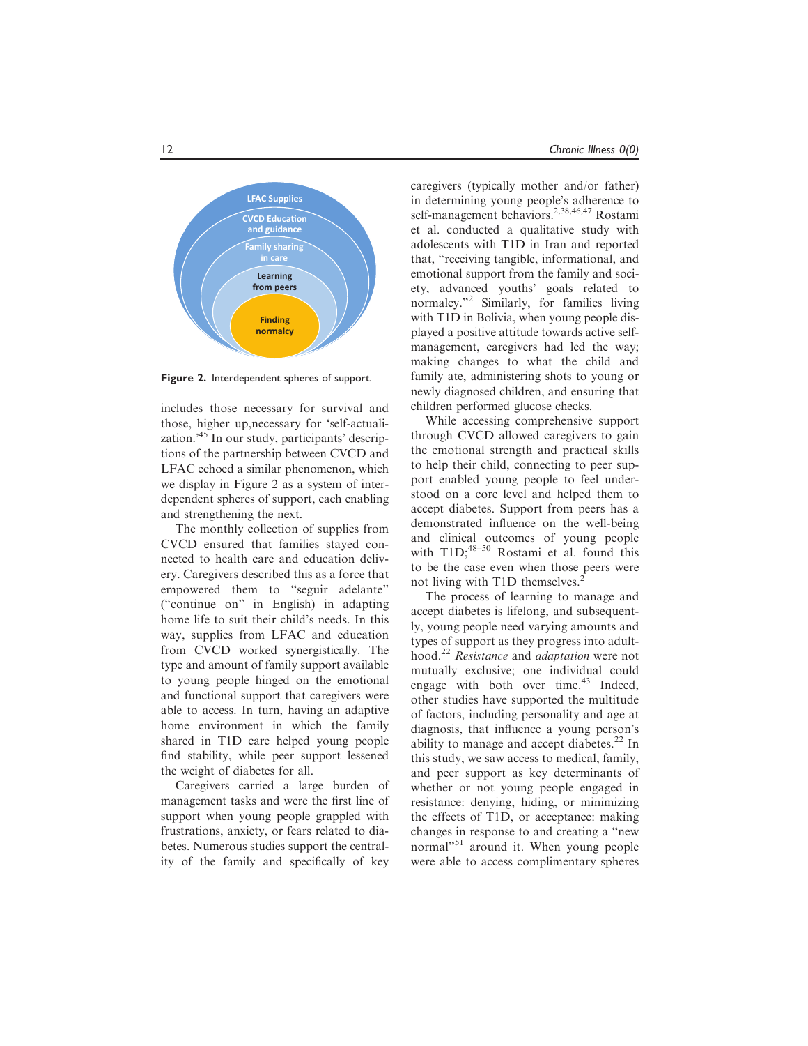Figure 2. Interdependent spheres of support.

includes those necessary for survival and those, higher up,necessary for 'self-actualization.'[45] In our study, participants' descriptions of the partnership between CVCD and LFAC echoed a similar phenomenon, which we display in Figure 2 as a system of interdependent spheres of support, each enabling and strengthening the next.

The monthly collection of supplies from CVCD ensured that families stayed connected to health care and education delivery. Caregivers described this as a force that empowered them to "seguir adelante" ("continue on" in English) in adapting home life to suit their child's needs. In this way, supplies from LFAC and education from CVCD worked synergistically. The type and amount of family support available to young people hinged on the emotional and functional support that caregivers were able to access. In turn, having an adaptive home environment in which the family shared in T1D care helped young people find stability, while peer support lessened the weight of diabetes for all.

Caregivers carried a large burden of management tasks and were the first line of support when young people grappled with frustrations, anxiety, or fears related to diabetes. Numerous studies support the centrality of the family and specifically of key caregivers (typically mother and/or father) in determining young people's adherence to self-management behaviors.[2,38,46,47] Rostami et al. conducted a qualitative study with adolescents with T1D in Iran and reported that, "receiving tangible, informational, and emotional support from the family and society, advanced youths' goals related to normalcy."[2] Similarly, for families living with T1D in Bolivia, when young people displayed a positive attitude towards active self-management, caregivers had led the way; making changes to what the child and family ate, administering shots to young or newly diagnosed children, and ensuring that children performed glucose checks.

While accessing comprehensive support through CVCD allowed caregivers to gain the emotional strength and practical skills to help their child, connecting to peer support enabled young people to feel understood on a core level and helped them to accept diabetes. Support from peers has a demonstrated influence on the well-being and clinical outcomes of young people with T1D;[48–50] Rostami et al. found this to be the case even when those peers were not living with T1D themselves.[2]

The process of learning to manage and accept diabetes is lifelong, and subsequently, young people need varying amounts and types of support as they progress into adulthood.[22] *Resistance* and *adaptation* were not mutually exclusive; one individual could engage with both over time.[43] Indeed, other studies have supported the multitude of factors, including personality and age at diagnosis, that influence a young person's ability to manage and accept diabetes.[22] In this study, we saw access to medical, family, and peer support as key determinants of whether or not young people engaged in resistance: denying, hiding, or minimizing the effects of T1D, or acceptance: making changes in response to and creating a "new normal"[51] around it. When young people were able to access complimentary spheres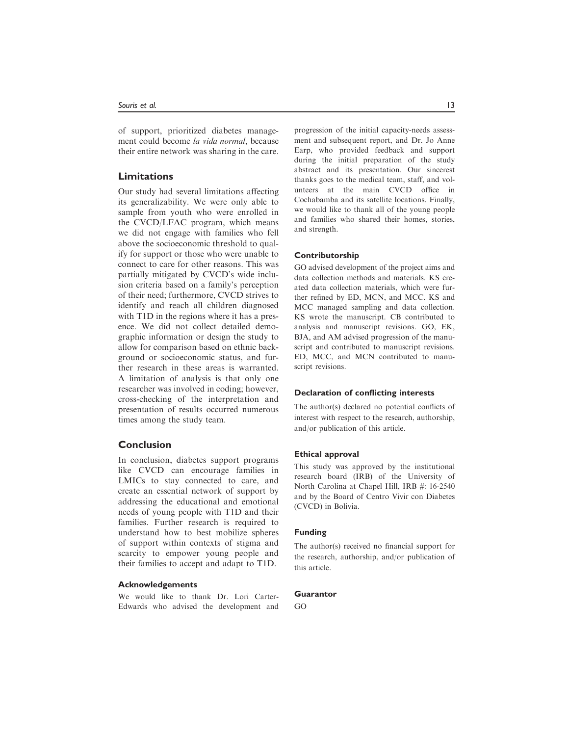of support, prioritized diabetes management could become *la vida normal*, because their entire network was sharing in the care.

## Limitations

Our study had several limitations affecting its generalizability. We were only able to sample from youth who were enrolled in the CVCD/LFAC program, which means we did not engage with families who fell above the socioeconomic threshold to qualify for support or those who were unable to connect to care for other reasons. This was partially mitigated by CVCD's wide inclusion criteria based on a family's perception of their need; furthermore, CVCD strives to identify and reach all children diagnosed with T1D in the regions where it has a presence. We did not collect detailed demographic information or design the study to allow for comparison based on ethnic background or socioeconomic status, and further research in these areas is warranted. A limitation of analysis is that only one researcher was involved in coding; however, cross-checking of the interpretation and presentation of results occurred numerous times among the study team.

## Conclusion

In conclusion, diabetes support programs like CVCD can encourage families in LMICs to stay connected to care, and create an essential network of support by addressing the educational and emotional needs of young people with T1D and their families. Further research is required to understand how to best mobilize spheres of support within contexts of stigma and scarcity to empower young people and their families to accept and adapt to T1D.

### Acknowledgements

We would like to thank Dr. Lori Carter-Edwards who advised the development and progression of the initial capacity-needs assessment and subsequent report, and Dr. Jo Anne Earp, who provided feedback and support during the initial preparation of the study abstract and its presentation. Our sincerest thanks goes to the medical team, staff, and volunteers at the main CVCD office in Cochabamba and its satellite locations. Finally, we would like to thank all of the young people and families who shared their homes, stories, and strength.

### Contributorship

GO advised development of the project aims and data collection methods and materials. KS created data collection materials, which were further refined by ED, MCN, and MCC. KS and MCC managed sampling and data collection. KS wrote the manuscript. CB contributed to analysis and manuscript revisions. GO, EK, BJA, and AM advised progression of the manuscript and contributed to manuscript revisions. ED, MCC, and MCN contributed to manuscript revisions.

### Declaration of conflicting interests

The author(s) declared no potential conflicts of interest with respect to the research, authorship, and/or publication of this article.

### Ethical approval

This study was approved by the institutional research board (IRB) of the University of North Carolina at Chapel Hill, IRB #: 16-2540 and by the Board of Centro Vivir con Diabetes (CVCD) in Bolivia.

### Funding

The author(s) received no financial support for the research, authorship, and/or publication of this article.

### Guarantor

GO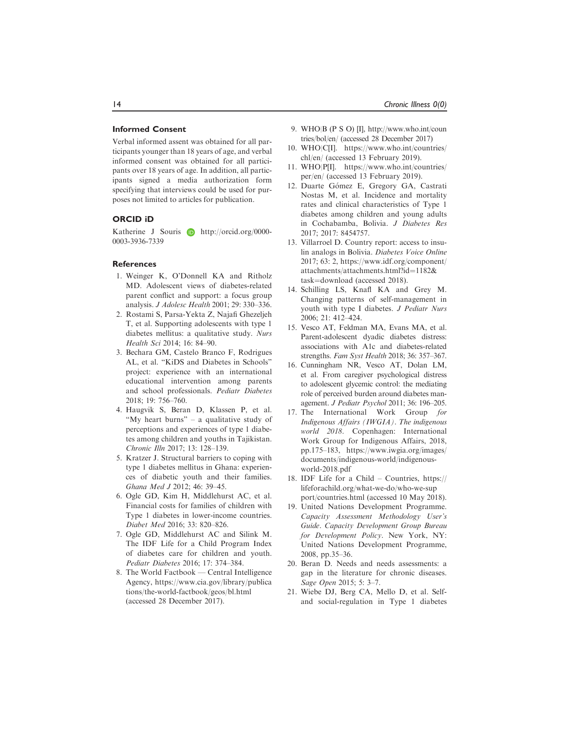## Informed Consent

Verbal informed assent was obtained for all participants younger than 18 years of age, and verbal informed consent was obtained for all participants over 18 years of age. In addition, all participants signed a media authorization form specifying that interviews could be used for purposes not limited to articles for publication.

## ORCID iD

Katherine J Souris http://orcid.org/0000-0003-3936-7339

## References

1. Weinger K, O'Donnell KA and Ritholz MD. Adolescent views of diabetes-related parent conflict and support: a focus group analysis. *J Adolesc Health* 2001; 29: 330–336.
2. Rostami S, Parsa-Yekta Z, Najafi Ghezeljeh T, et al. Supporting adolescents with type 1 diabetes mellitus: a qualitative study. *Nurs Health Sci* 2014; 16: 84–90.
3. Bechara GM, Castelo Branco F, Rodrigues AL, et al. "KiDS and Diabetes in Schools" project: experience with an international educational intervention among parents and school professionals. *Pediatr Diabetes* 2018; 19: 756–760.
4. Haugvik S, Beran D, Klassen P, et al. "My heart burns" – a qualitative study of perceptions and experiences of type 1 diabetes among children and youths in Tajikistan. *Chronic Illn* 2017; 13: 128–139.
5. Kratzer J. Structural barriers to coping with type 1 diabetes mellitus in Ghana: experiences of diabetic youth and their families. *Ghana Med J* 2012; 46: 39–45.
6. Ogle GD, Kim H, Middlehurst AC, et al. Financial costs for families of children with Type 1 diabetes in lower-income countries. *Diabet Med* 2016; 33: 820–826.
7. Ogle GD, Middlehurst AC and Silink M. The IDF Life for a Child Program Index of diabetes care for children and youth. *Pediatr Diabetes* 2016; 17: 374–384.
8. The World Factbook — Central Intelligence Agency, https://www.cia.gov/library/publications/the-world-factbook/geos/bl.html (accessed 28 December 2017).
9. WHO|B (P S O) [I], http://www.who.int/countries/bol/en/ (accessed 28 December 2017)
10. WHO|C[I]. https://www.who.int/countries/chl/en/ (accessed 13 February 2019).
11. WHO|P[I]. https://www.who.int/countries/per/en/ (accessed 13 February 2019).
12. Duarte Gómez E, Gregory GA, Castrati Nostas M, et al. Incidence and mortality rates and clinical characteristics of Type 1 diabetes among children and young adults in Cochabamba, Bolivia. *J Diabetes Res* 2017; 2017: 8454757.
13. Villarroel D. Country report: access to insulin analogs in Bolivia. *Diabetes Voice Online* 2017; 63: 2, https://www.idf.org/component/attachments/attachments.html?id=1182&task=download (accessed 2018).
14. Schilling LS, Knafl KA and Grey M. Changing patterns of self-management in youth with type I diabetes. *J Pediatr Nurs* 2006; 21: 412–424.
15. Vesco AT, Feldman MA, Evans MA, et al. Parent-adolescent dyadic diabetes distress: associations with A1c and diabetes-related strengths. *Fam Syst Health* 2018; 36: 357–367.
16. Cunningham NR, Vesco AT, Dolan LM, et al. From caregiver psychological distress to adolescent glycemic control: the mediating role of perceived burden around diabetes management. *J Pediatr Psychol* 2011; 36: 196–205.
17. The International Work Group *for Indigenous Affairs (IWGIA)*. *The indigenous world 2018*. Copenhagen: International Work Group for Indigenous Affairs, 2018, pp.175–183, https://www.iwgia.org/images/documents/indigenous-world/indigenous-world-2018.pdf
18. IDF Life for a Child – Countries, https://lifeforachild.org/what-we-do/who-we-support/countries.html (accessed 10 May 2018).
19. United Nations Development Programme. *Capacity Assessment Methodology User's Guide*. *Capacity Development Group Bureau for Development Policy*. New York, NY: United Nations Development Programme, 2008, pp.35–36.
20. Beran D. Needs and needs assessments: a gap in the literature for chronic diseases. *Sage Open* 2015; 5: 3–7.
21. Wiebe DJ, Berg CA, Mello D, et al. Self- and social-regulation in Type 1 diabetes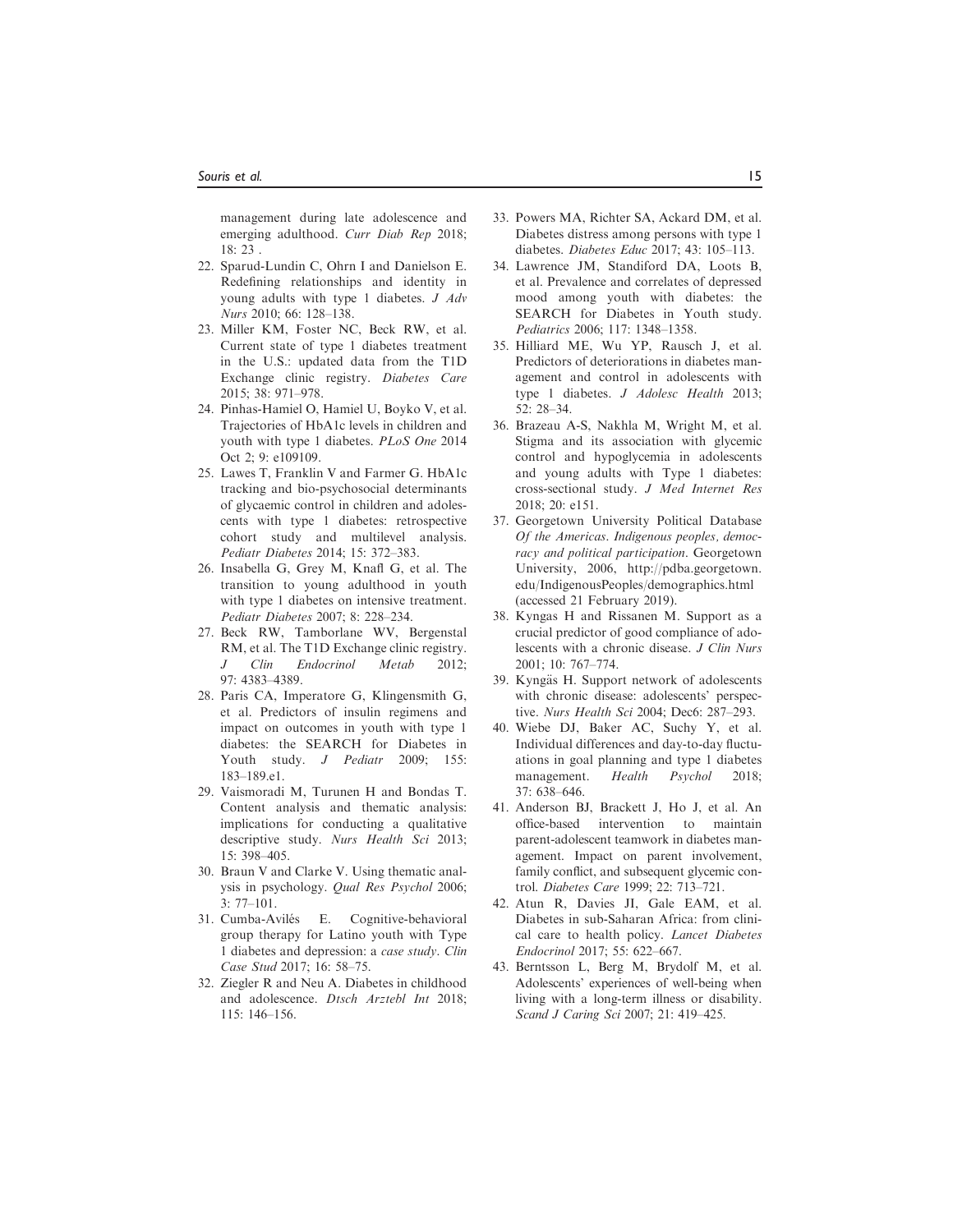management during late adolescence and emerging adulthood. *Curr Diab Rep* 2018; 18: 23 .

22. Sparud-Lundin C, Ohrn I and Danielson E. Redefining relationships and identity in young adults with type 1 diabetes. *J Adv Nurs* 2010; 66: 128–138.
23. Miller KM, Foster NC, Beck RW, et al. Current state of type 1 diabetes treatment in the U.S.: updated data from the T1D Exchange clinic registry. *Diabetes Care* 2015; 38: 971–978.
24. Pinhas-Hamiel O, Hamiel U, Boyko V, et al. Trajectories of HbA1c levels in children and youth with type 1 diabetes. *PLoS One* 2014 Oct 2; 9: e109109.
25. Lawes T, Franklin V and Farmer G. HbA1c tracking and bio-psychosocial determinants of glycaemic control in children and adolescents with type 1 diabetes: retrospective cohort study and multilevel analysis. *Pediatr Diabetes* 2014; 15: 372–383.
26. Insabella G, Grey M, Knafl G, et al. The transition to young adulthood in youth with type 1 diabetes on intensive treatment. *Pediatr Diabetes* 2007; 8: 228–234.
27. Beck RW, Tamborlane WV, Bergenstal RM, et al. The T1D Exchange clinic registry. *J Clin Endocrinol Metab* 2012; 97: 4383–4389.
28. Paris CA, Imperatore G, Klingensmith G, et al. Predictors of insulin regimens and impact on outcomes in youth with type 1 diabetes: the SEARCH for Diabetes in Youth study. *J Pediatr* 2009; 155: 183–189.e1.
29. Vaismoradi M, Turunen H and Bondas T. Content analysis and thematic analysis: implications for conducting a qualitative descriptive study. *Nurs Health Sci* 2013; 15: 398–405.
30. Braun V and Clarke V. Using thematic analysis in psychology. *Qual Res Psychol* 2006; 3: 77–101.
31. Cumba-Avilés E. Cognitive-behavioral group therapy for Latino youth with Type 1 diabetes and depression: a *case study*. *Clin Case Stud* 2017; 16: 58–75.
32. Ziegler R and Neu A. Diabetes in childhood and adolescence. *Dtsch Arztebl Int* 2018; 115: 146–156.
33. Powers MA, Richter SA, Ackard DM, et al. Diabetes distress among persons with type 1 diabetes. *Diabetes Educ* 2017; 43: 105–113.
34. Lawrence JM, Standiford DA, Loots B, et al. Prevalence and correlates of depressed mood among youth with diabetes: the SEARCH for Diabetes in Youth study. *Pediatrics* 2006; 117: 1348–1358.
35. Hilliard ME, Wu YP, Rausch J, et al. Predictors of deteriorations in diabetes management and control in adolescents with type 1 diabetes. *J Adolesc Health* 2013; 52: 28–34.
36. Brazeau A-S, Nakhla M, Wright M, et al. Stigma and its association with glycemic control and hypoglycemia in adolescents and young adults with Type 1 diabetes: cross-sectional study. *J Med Internet Res* 2018; 20: e151.
37. Georgetown University Political Database *Of the Americas*. *Indigenous peoples, democracy and political participation*. Georgetown University, 2006, http://pdba.georgetown.edu/IndigenousPeoples/demographics.html (accessed 21 February 2019).
38. Kyngas H and Rissanen M. Support as a crucial predictor of good compliance of adolescents with a chronic disease. *J Clin Nurs* 2001; 10: 767–774.
39. Kyngäs H. Support network of adolescents with chronic disease: adolescents' perspective. *Nurs Health Sci* 2004; Dec6: 287–293.
40. Wiebe DJ, Baker AC, Suchy Y, et al. Individual differences and day-to-day fluctuations in goal planning and type 1 diabetes management. *Health Psychol* 2018; 37: 638–646.
41. Anderson BJ, Brackett J, Ho J, et al. An office-based intervention to maintain parent-adolescent teamwork in diabetes management. Impact on parent involvement, family conflict, and subsequent glycemic control. *Diabetes Care* 1999; 22: 713–721.
42. Atun R, Davies JI, Gale EAM, et al. Diabetes in sub-Saharan Africa: from clinical care to health policy. *Lancet Diabetes Endocrinol* 2017; 55: 622–667.
43. Berntsson L, Berg M, Brydolf M, et al. Adolescents' experiences of well-being when living with a long-term illness or disability. *Scand J Caring Sci* 2007; 21: 419–425.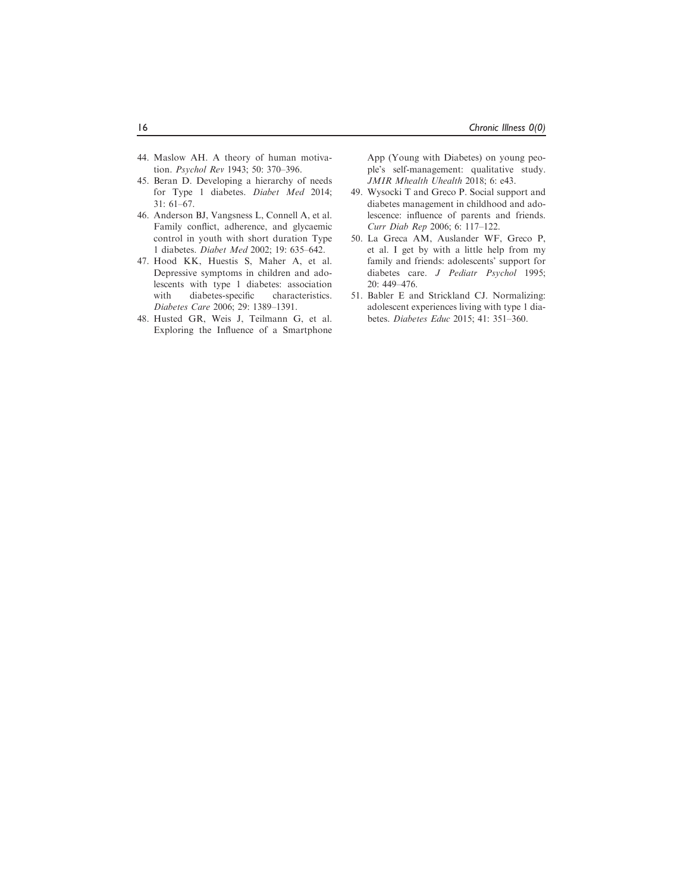44. Maslow AH. A theory of human motivation. *Psychol Rev* 1943; 50: 370–396.
45. Beran D. Developing a hierarchy of needs for Type 1 diabetes. *Diabet Med* 2014; 31: 61–67.
46. Anderson BJ, Vangsness L, Connell A, et al. Family conflict, adherence, and glycaemic control in youth with short duration Type 1 diabetes. *Diabet Med* 2002; 19: 635–642.
47. Hood KK, Huestis S, Maher A, et al. Depressive symptoms in children and adolescents with type 1 diabetes: association with diabetes-specific characteristics. *Diabetes Care* 2006; 29: 1389–1391.
48. Husted GR, Weis J, Teilmann G, et al. Exploring the Influence of a Smartphone App (Young with Diabetes) on young people's self-management: qualitative study. *JMIR Mhealth Uhealth* 2018; 6: e43.
49. Wysocki T and Greco P. Social support and diabetes management in childhood and adolescence: influence of parents and friends. *Curr Diab Rep* 2006; 6: 117–122.
50. La Greca AM, Auslander WF, Greco P, et al. I get by with a little help from my family and friends: adolescents' support for diabetes care. *J Pediatr Psychol* 1995; 20: 449–476.
51. Babler E and Strickland CJ. Normalizing: adolescent experiences living with type 1 diabetes. *Diabetes Educ* 2015; 41: 351–360.